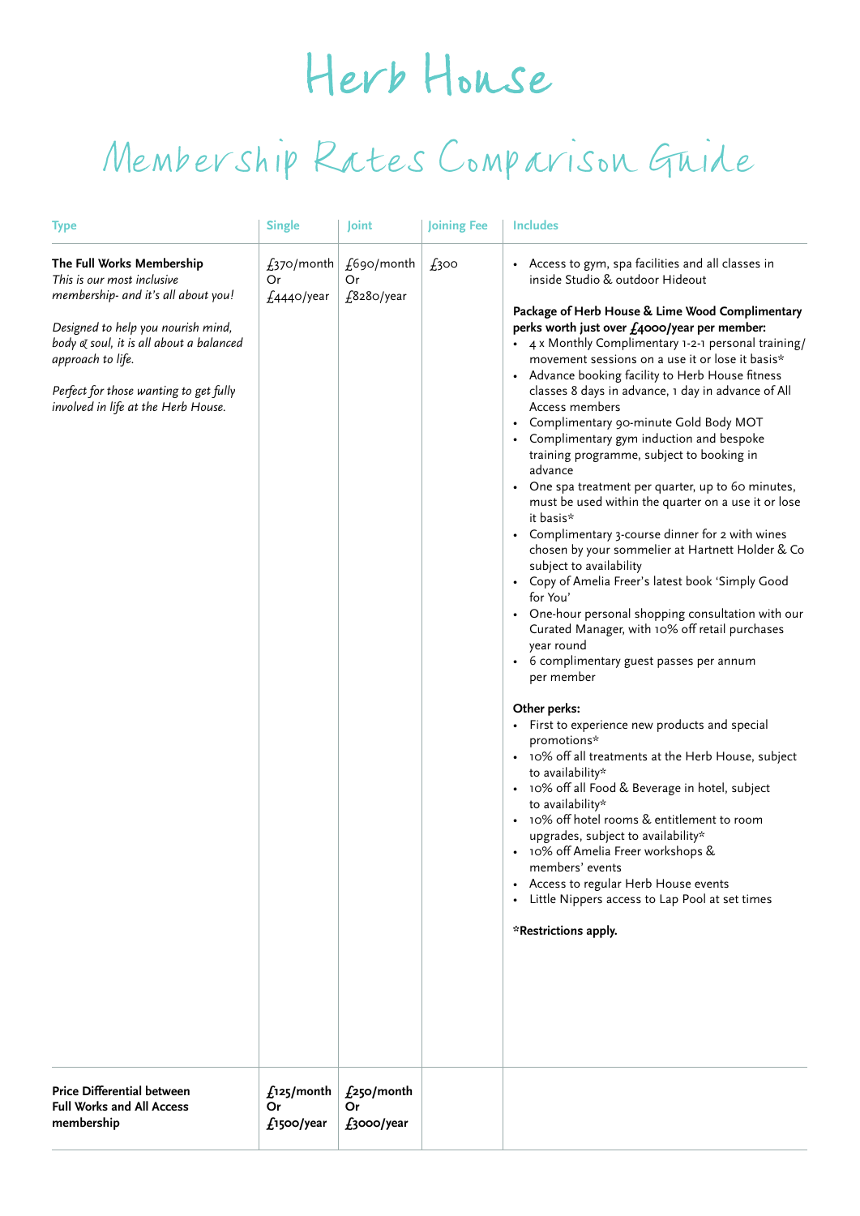# Herb House

## Membership Rates Comparison Guide

| Type | Single | Joint | Joining Fee | Includes |
|---|---|---|---|---|
| **The Full Works Membership**<br>*This is our most inclusive membership- and it's all about you!*<br><br>*Designed to help you nourish mind, body & soul, it is all about a balanced approach to life.*<br><br>*Perfect for those wanting to get fully involved in life at the Herb House.* | £370/month<br>Or<br>£4440/year | £690/month<br>Or<br>£8280/year | £300 | • Access to gym, spa facilities and all classes in inside Studio & outdoor Hideout<br><br>**Package of Herb House & Lime Wood Complimentary perks worth just over £4000/year per member:**<br>• 4 x Monthly Complimentary 1-2-1 personal training/ movement sessions on a use it or lose it basis*<br>• Advance booking facility to Herb House fitness classes 8 days in advance, 1 day in advance of All Access members<br>• Complimentary 90-minute Gold Body MOT<br>• Complimentary gym induction and bespoke training programme, subject to booking in advance<br>• One spa treatment per quarter, up to 60 minutes, must be used within the quarter on a use it or lose it basis*<br>• Complimentary 3-course dinner for 2 with wines chosen by your sommelier at Hartnett Holder & Co subject to availability<br>• Copy of Amelia Freer's latest book 'Simply Good for You'<br>• One-hour personal shopping consultation with our Curated Manager, with 10% off retail purchases year round<br>• 6 complimentary guest passes per annum per member<br><br>**Other perks:**<br>• First to experience new products and special promotions*<br>• 10% off all treatments at the Herb House, subject to availability*<br>• 10% off all Food & Beverage in hotel, subject to availability*<br>• 10% off hotel rooms & entitlement to room upgrades, subject to availability*<br>• 10% off Amelia Freer workshops & members' events<br>• Access to regular Herb House events<br>• Little Nippers access to Lap Pool at set times<br><br>***Restrictions apply.** |
| **Price Differential between Full Works and All Access membership** | **£125/month<br>Or<br>£1500/year** | **£250/month<br>Or<br>£3000/year** | | |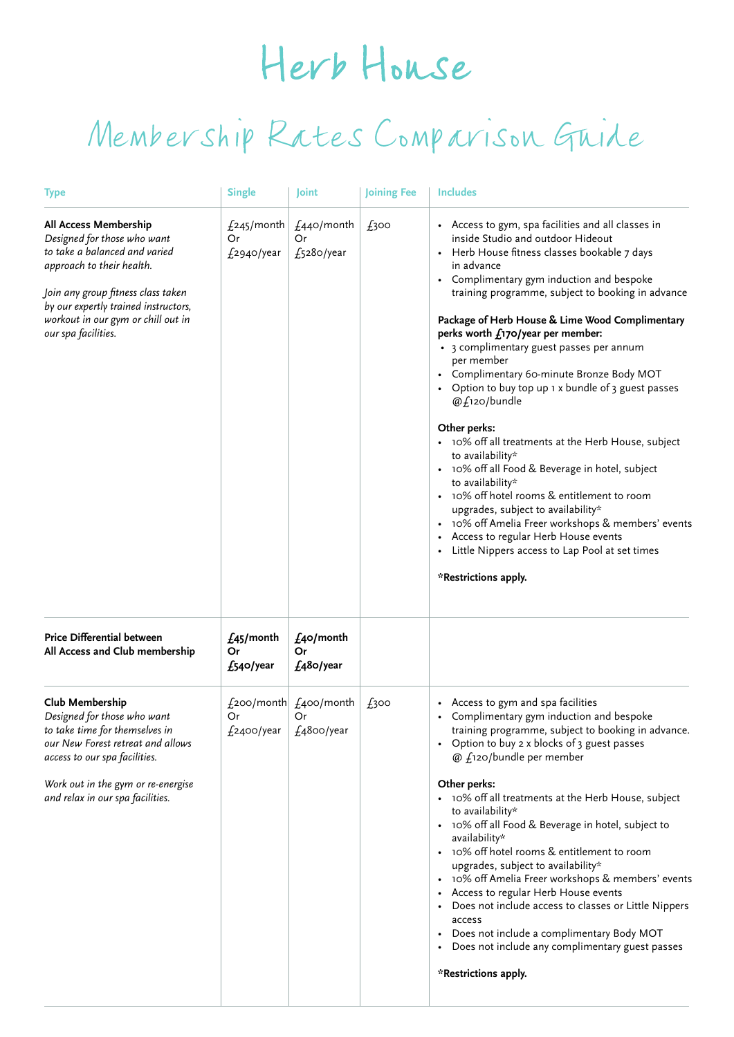# Herb House

## Membership Rates Comparison Guide

| Type | Single | Joint | Joining Fee | Includes |
|---|---|---|---|---|
| **All Access Membership**<br>*Designed for those who want to take a balanced and varied approach to their health.*<br><br>*Join any group fitness class taken by our expertly trained instructors, workout in our gym or chill out in our spa facilities.* | £245/month<br>Or<br>£2940/year | £440/month<br>Or<br>£5280/year | £300 | • Access to gym, spa facilities and all classes in inside Studio and outdoor Hideout<br>• Herb House fitness classes bookable 7 days in advance<br>• Complimentary gym induction and bespoke training programme, subject to booking in advance<br><br>**Package of Herb House & Lime Wood Complimentary perks worth £170/year per member:**<br>• 3 complimentary guest passes per annum per member<br>• Complimentary 60-minute Bronze Body MOT<br>• Option to buy top up 1 x bundle of 3 guest passes @£120/bundle<br><br>**Other perks:**<br>• 10% off all treatments at the Herb House, subject to availability*<br>• 10% off all Food & Beverage in hotel, subject to availability*<br>• 10% off hotel rooms & entitlement to room upgrades, subject to availability*<br>• 10% off Amelia Freer workshops & members' events<br>• Access to regular Herb House events<br>• Little Nippers access to Lap Pool at set times<br><br>***Restrictions apply.** |
| **Price Differential between All Access and Club membership** | **£45/month**<br>**Or**<br>**£540/year** | **£40/month**<br>**Or**<br>**£480/year** | | |
| **Club Membership**<br>*Designed for those who want to take time for themselves in our New Forest retreat and allows access to our spa facilities.*<br><br>*Work out in the gym or re-energise and relax in our spa facilities.* | £200/month<br>Or<br>£2400/year | £400/month<br>Or<br>£4800/year | £300 | • Access to gym and spa facilities<br>• Complimentary gym induction and bespoke training programme, subject to booking in advance.<br>• Option to buy 2 x blocks of 3 guest passes @ £120/bundle per member<br><br>**Other perks:**<br>• 10% off all treatments at the Herb House, subject to availability*<br>• 10% off all Food & Beverage in hotel, subject to availability*<br>• 10% off hotel rooms & entitlement to room upgrades, subject to availability*<br>• 10% off Amelia Freer workshops & members' events<br>• Access to regular Herb House events<br>• Does not include access to classes or Little Nippers access<br>• Does not include a complimentary Body MOT<br>• Does not include any complimentary guest passes<br><br>***Restrictions apply.** |